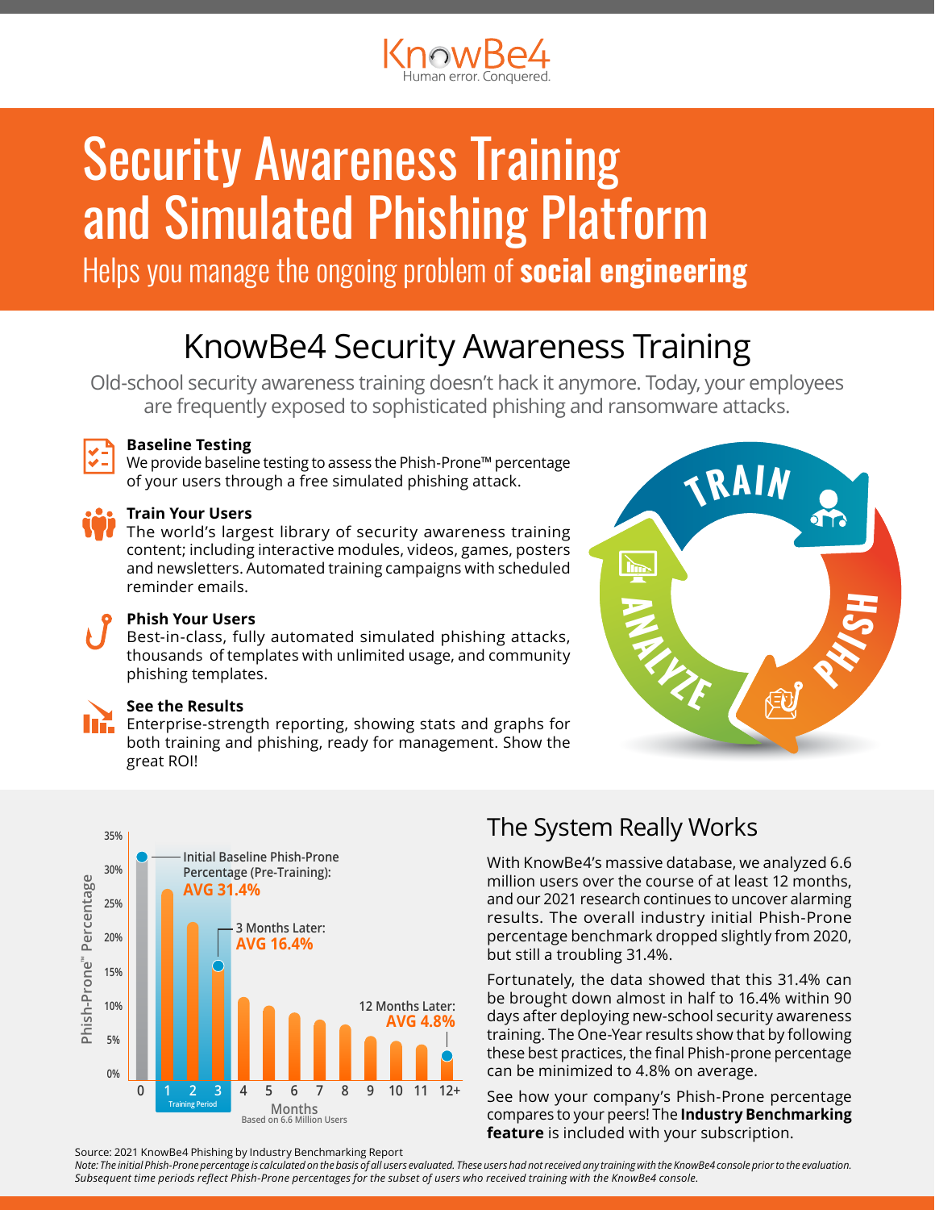KnowBe4
Human error. Conquered.

# Security Awareness Training and Simulated Phishing Platform

Helps you manage the ongoing problem of **social engineering**

## KnowBe4 Security Awareness Training

Old-school security awareness training doesn't hack it anymore. Today, your employees are frequently exposed to sophisticated phishing and ransomware attacks.

**Baseline Testing**
We provide baseline testing to assess the Phish-Prone™ percentage of your users through a free simulated phishing attack.

**Train Your Users**
The world's largest library of security awareness training content; including interactive modules, videos, games, posters and newsletters. Automated training campaigns with scheduled reminder emails.

**Phish Your Users**
Best-in-class, fully automated simulated phishing attacks, thousands of templates with unlimited usage, and community phishing templates.

**See the Results**
Enterprise-strength reporting, showing stats and graphs for both training and phishing, ready for management. Show the great ROI!

TRAIN · PHISH · ANALYZE

Initial Baseline Phish-Prone Percentage (Pre-Training): **AVG 31.4%**

3 Months Later: **AVG 16.4%**

12 Months Later: **AVG 4.8%**

Phish-Prone™ Percentage by Months (Training Period: months 1–3). Based on 6.6 Million Users

## The System Really Works

With KnowBe4's massive database, we analyzed 6.6 million users over the course of at least 12 months, and our 2021 research continues to uncover alarming results. The overall industry initial Phish-Prone percentage benchmark dropped slightly from 2020, but still a troubling 31.4%.

Fortunately, the data showed that this 31.4% can be brought down almost in half to 16.4% within 90 days after deploying new-school security awareness training. The One-Year results show that by following these best practices, the final Phish-prone percentage can be minimized to 4.8% on average.

See how your company's Phish-Prone percentage compares to your peers! The **Industry Benchmarking feature** is included with your subscription.

Source: 2021 KnowBe4 Phishing by Industry Benchmarking Report

*Note: The initial Phish-Prone percentage is calculated on the basis of all users evaluated. These users had not received any training with the KnowBe4 console prior to the evaluation. Subsequent time periods reflect Phish-Prone percentages for the subset of users who received training with the KnowBe4 console.*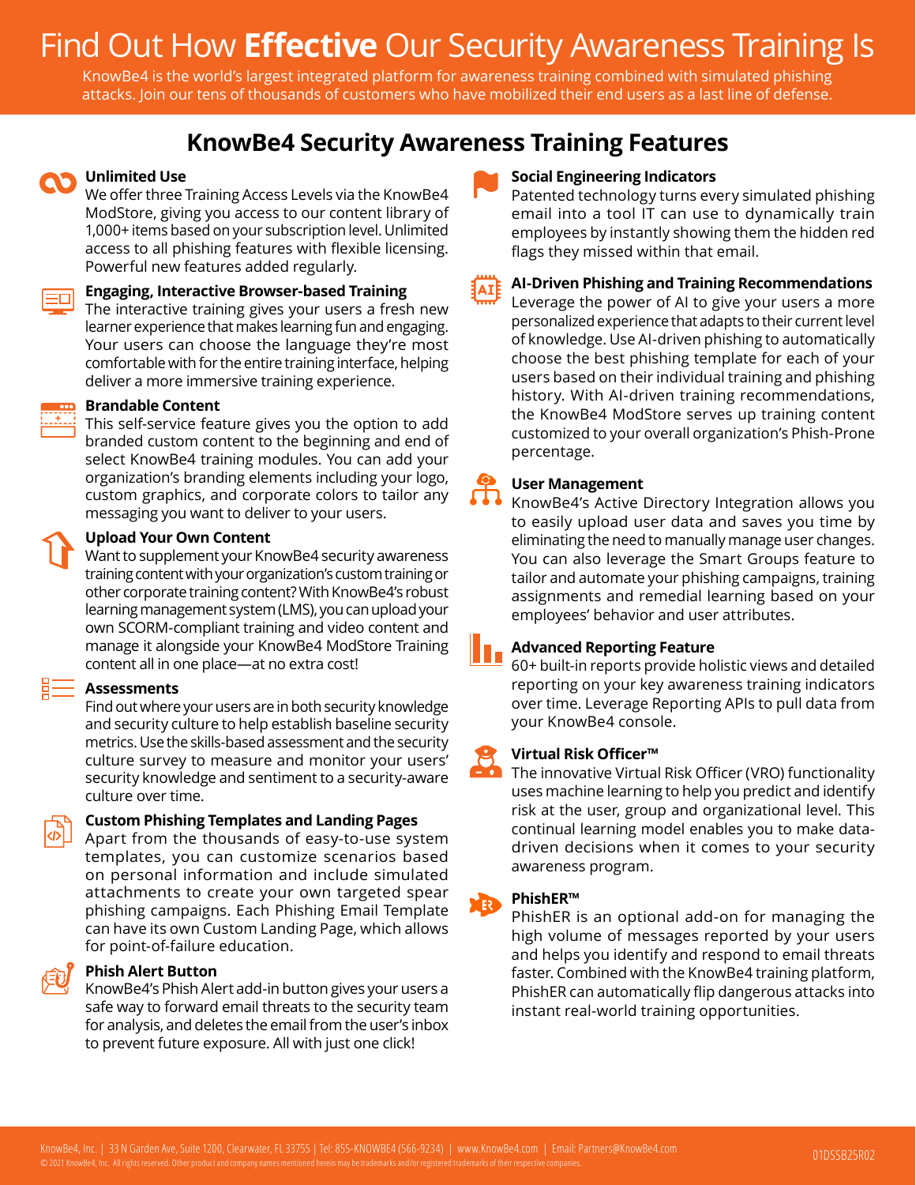# Find Out How **Effective** Our Security Awareness Training Is

KnowBe4 is the world's largest integrated platform for awareness training combined with simulated phishing attacks. Join our tens of thousands of customers who have mobilized their end users as a last line of defense.

## KnowBe4 Security Awareness Training Features

### Unlimited Use

We offer three Training Access Levels via the KnowBe4 ModStore, giving you access to our content library of 1,000+ items based on your subscription level. Unlimited access to all phishing features with flexible licensing. Powerful new features added regularly.

### Engaging, Interactive Browser-based Training

The interactive training gives your users a fresh new learner experience that makes learning fun and engaging. Your users can choose the language they're most comfortable with for the entire training interface, helping deliver a more immersive training experience.

### Brandable Content

This self-service feature gives you the option to add branded custom content to the beginning and end of select KnowBe4 training modules. You can add your organization's branding elements including your logo, custom graphics, and corporate colors to tailor any messaging you want to deliver to your users.

### Upload Your Own Content

Want to supplement your KnowBe4 security awareness training content with your organization's custom training or other corporate training content? With KnowBe4's robust learning management system (LMS), you can upload your own SCORM-compliant training and video content and manage it alongside your KnowBe4 ModStore Training content all in one place—at no extra cost!

### Assessments

Find out where your users are in both security knowledge and security culture to help establish baseline security metrics. Use the skills-based assessment and the security culture survey to measure and monitor your users' security knowledge and sentiment to a security-aware culture over time.

### Custom Phishing Templates and Landing Pages

Apart from the thousands of easy-to-use system templates, you can customize scenarios based on personal information and include simulated attachments to create your own targeted spear phishing campaigns. Each Phishing Email Template can have its own Custom Landing Page, which allows for point-of-failure education.

### Phish Alert Button

KnowBe4's Phish Alert add-in button gives your users a safe way to forward email threats to the security team for analysis, and deletes the email from the user's inbox to prevent future exposure. All with just one click!

### Social Engineering Indicators

Patented technology turns every simulated phishing email into a tool IT can use to dynamically train employees by instantly showing them the hidden red flags they missed within that email.

### AI-Driven Phishing and Training Recommendations

Leverage the power of AI to give your users a more personalized experience that adapts to their current level of knowledge. Use AI-driven phishing to automatically choose the best phishing template for each of your users based on their individual training and phishing history. With AI-driven training recommendations, the KnowBe4 ModStore serves up training content customized to your overall organization's Phish-Prone percentage.

### User Management

KnowBe4's Active Directory Integration allows you to easily upload user data and saves you time by eliminating the need to manually manage user changes. You can also leverage the Smart Groups feature to tailor and automate your phishing campaigns, training assignments and remedial learning based on your employees' behavior and user attributes.

### Advanced Reporting Feature

60+ built-in reports provide holistic views and detailed reporting on your key awareness training indicators over time. Leverage Reporting APIs to pull data from your KnowBe4 console.

### Virtual Risk Officer™

The innovative Virtual Risk Officer (VRO) functionality uses machine learning to help you predict and identify risk at the user, group and organizational level. This continual learning model enables you to make data-driven decisions when it comes to your security awareness program.

### PhishER™

PhishER is an optional add-on for managing the high volume of messages reported by your users and helps you identify and respond to email threats faster. Combined with the KnowBe4 training platform, PhishER can automatically flip dangerous attacks into instant real-world training opportunities.

KnowBe4, Inc. | 33 N Garden Ave, Suite 1200, Clearwater, FL 33755 | Tel: 855-KNOWBE4 (566-9234) | www.KnowBe4.com | Email: Partners@KnowBe4.com

© 2021 KnowBe4, Inc. All rights reserved. Other product and company names mentioned herein may be trademarks and/or registered trademarks of their respective companies.

01DSSB25R02